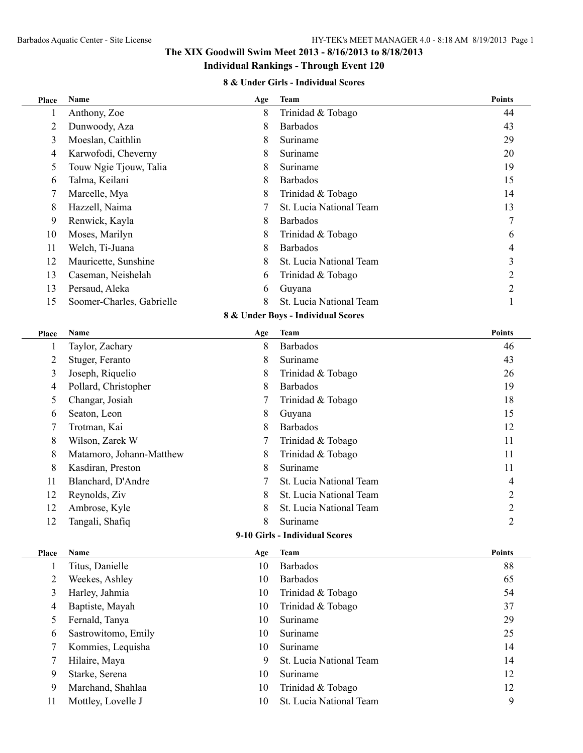# The XIX Goodwill Swim Meet 2013 - 8/16/2013 to 8/18/2013

## Individual Rankings - Through Event 120

### 8 & Under Girls - Individual Scores

| Place | Name | Age | Team | Points |
|---|---|---|---|---|
| 1 | Anthony, Zoe | 8 | Trinidad & Tobago | 44 |
| 2 | Dunwoody, Aza | 8 | Barbados | 43 |
| 3 | Moeslan, Caithlin | 8 | Suriname | 29 |
| 4 | Karwofodi, Cheverny | 8 | Suriname | 20 |
| 5 | Touw Ngie Tjouw, Talia | 8 | Suriname | 19 |
| 6 | Talma, Keilani | 8 | Barbados | 15 |
| 7 | Marcelle, Mya | 8 | Trinidad & Tobago | 14 |
| 8 | Hazzell, Naima | 7 | St. Lucia National Team | 13 |
| 9 | Renwick, Kayla | 8 | Barbados | 7 |
| 10 | Moses, Marilyn | 8 | Trinidad & Tobago | 6 |
| 11 | Welch, Ti-Juana | 8 | Barbados | 4 |
| 12 | Mauricette, Sunshine | 8 | St. Lucia National Team | 3 |
| 13 | Caseman, Neishelah | 6 | Trinidad & Tobago | 2 |
| 13 | Persaud, Aleka | 6 | Guyana | 2 |
| 15 | Soomer-Charles, Gabrielle | 8 | St. Lucia National Team | 1 |

### 8 & Under Boys - Individual Scores

| Place | Name | Age | Team | Points |
|---|---|---|---|---|
| 1 | Taylor, Zachary | 8 | Barbados | 46 |
| 2 | Stuger, Feranto | 8 | Suriname | 43 |
| 3 | Joseph, Riquelio | 8 | Trinidad & Tobago | 26 |
| 4 | Pollard, Christopher | 8 | Barbados | 19 |
| 5 | Changar, Josiah | 7 | Trinidad & Tobago | 18 |
| 6 | Seaton, Leon | 8 | Guyana | 15 |
| 7 | Trotman, Kai | 8 | Barbados | 12 |
| 8 | Wilson, Zarek W | 7 | Trinidad & Tobago | 11 |
| 8 | Matamoro, Johann-Matthew | 8 | Trinidad & Tobago | 11 |
| 8 | Kasdiran, Preston | 8 | Suriname | 11 |
| 11 | Blanchard, D'Andre | 7 | St. Lucia National Team | 4 |
| 12 | Reynolds, Ziv | 8 | St. Lucia National Team | 2 |
| 12 | Ambrose, Kyle | 8 | St. Lucia National Team | 2 |
| 12 | Tangali, Shafiq | 8 | Suriname | 2 |

### 9-10 Girls - Individual Scores

| Place | Name | Age | Team | Points |
|---|---|---|---|---|
| 1 | Titus, Danielle | 10 | Barbados | 88 |
| 2 | Weekes, Ashley | 10 | Barbados | 65 |
| 3 | Harley, Jahmia | 10 | Trinidad & Tobago | 54 |
| 4 | Baptiste, Mayah | 10 | Trinidad & Tobago | 37 |
| 5 | Fernald, Tanya | 10 | Suriname | 29 |
| 6 | Sastrowitomo, Emily | 10 | Suriname | 25 |
| 7 | Kommies, Lequisha | 10 | Suriname | 14 |
| 7 | Hilaire, Maya | 9 | St. Lucia National Team | 14 |
| 9 | Starke, Serena | 10 | Suriname | 12 |
| 9 | Marchand, Shahlaa | 10 | Trinidad & Tobago | 12 |
| 11 | Mottley, Lovelle J | 10 | St. Lucia National Team | 9 |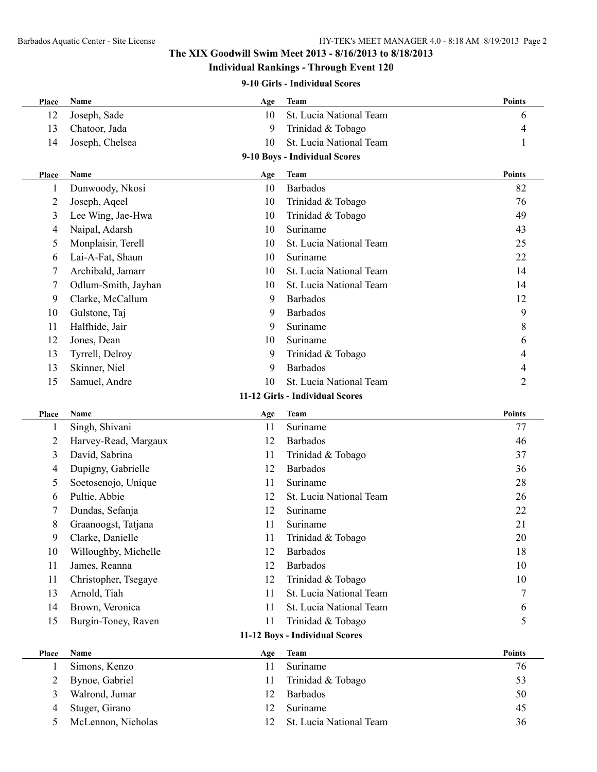## The XIX Goodwill Swim Meet 2013 - 8/16/2013 to 8/18/2013

### Individual Rankings - Through Event 120

#### 9-10 Girls - Individual Scores

| Place | Name | Age | Team | Points |
|---|---|---|---|---|
| 12 | Joseph, Sade | 10 | St. Lucia National Team | 6 |
| 13 | Chatoor, Jada | 9 | Trinidad & Tobago | 4 |
| 14 | Joseph, Chelsea | 10 | St. Lucia National Team | 1 |

#### 9-10 Boys - Individual Scores

| Place | Name | Age | Team | Points |
|---|---|---|---|---|
| 1 | Dunwoody, Nkosi | 10 | Barbados | 82 |
| 2 | Joseph, Aqeel | 10 | Trinidad & Tobago | 76 |
| 3 | Lee Wing, Jae-Hwa | 10 | Trinidad & Tobago | 49 |
| 4 | Naipal, Adarsh | 10 | Suriname | 43 |
| 5 | Monplaisir, Terell | 10 | St. Lucia National Team | 25 |
| 6 | Lai-A-Fat, Shaun | 10 | Suriname | 22 |
| 7 | Archibald, Jamarr | 10 | St. Lucia National Team | 14 |
| 7 | Odlum-Smith, Jayhan | 10 | St. Lucia National Team | 14 |
| 9 | Clarke, McCallum | 9 | Barbados | 12 |
| 10 | Gulstone, Taj | 9 | Barbados | 9 |
| 11 | Halfhide, Jair | 9 | Suriname | 8 |
| 12 | Jones, Dean | 10 | Suriname | 6 |
| 13 | Tyrrell, Delroy | 9 | Trinidad & Tobago | 4 |
| 13 | Skinner, Niel | 9 | Barbados | 4 |
| 15 | Samuel, Andre | 10 | St. Lucia National Team | 2 |

#### 11-12 Girls - Individual Scores

| Place | Name | Age | Team | Points |
|---|---|---|---|---|
| 1 | Singh, Shivani | 11 | Suriname | 77 |
| 2 | Harvey-Read, Margaux | 12 | Barbados | 46 |
| 3 | David, Sabrina | 11 | Trinidad & Tobago | 37 |
| 4 | Dupigny, Gabrielle | 12 | Barbados | 36 |
| 5 | Soetosenojo, Unique | 11 | Suriname | 28 |
| 6 | Pultie, Abbie | 12 | St. Lucia National Team | 26 |
| 7 | Dundas, Sefanja | 12 | Suriname | 22 |
| 8 | Graanoogst, Tatjana | 11 | Suriname | 21 |
| 9 | Clarke, Danielle | 11 | Trinidad & Tobago | 20 |
| 10 | Willoughby, Michelle | 12 | Barbados | 18 |
| 11 | James, Reanna | 12 | Barbados | 10 |
| 11 | Christopher, Tsegaye | 12 | Trinidad & Tobago | 10 |
| 13 | Arnold, Tiah | 11 | St. Lucia National Team | 7 |
| 14 | Brown, Veronica | 11 | St. Lucia National Team | 6 |
| 15 | Burgin-Toney, Raven | 11 | Trinidad & Tobago | 5 |

#### 11-12 Boys - Individual Scores

| Place | Name | Age | Team | Points |
|---|---|---|---|---|
| 1 | Simons, Kenzo | 11 | Suriname | 76 |
| 2 | Bynoe, Gabriel | 11 | Trinidad & Tobago | 53 |
| 3 | Walrond, Jumar | 12 | Barbados | 50 |
| 4 | Stuger, Girano | 12 | Suriname | 45 |
| 5 | McLennon, Nicholas | 12 | St. Lucia National Team | 36 |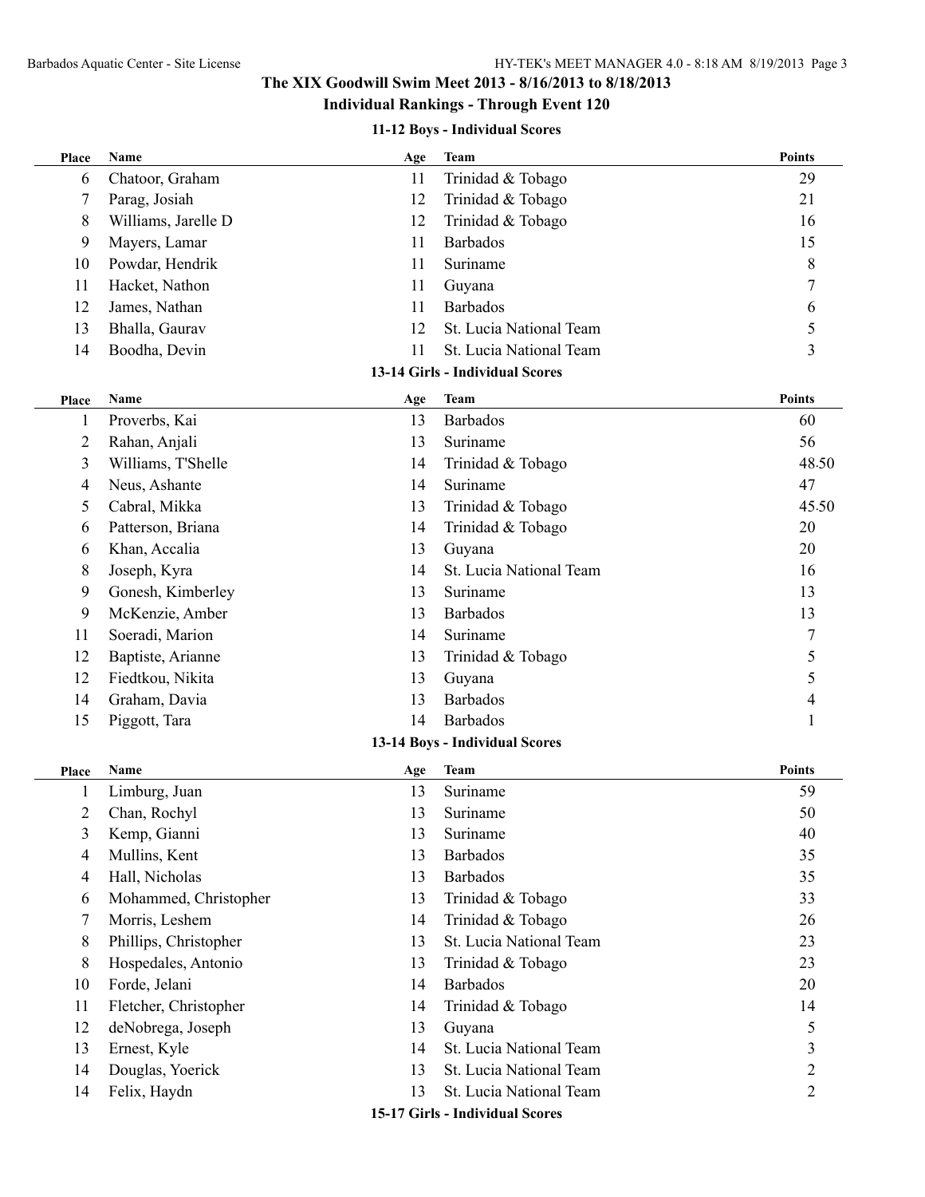## The XIX Goodwill Swim Meet 2013 - 8/16/2013 to 8/18/2013

### Individual Rankings - Through Event 120

#### 11-12 Boys - Individual Scores

| Place | Name | Age | Team | Points |
|---|---|---|---|---|
| 6 | Chatoor, Graham | 11 | Trinidad & Tobago | 29 |
| 7 | Parag, Josiah | 12 | Trinidad & Tobago | 21 |
| 8 | Williams, Jarelle D | 12 | Trinidad & Tobago | 16 |
| 9 | Mayers, Lamar | 11 | Barbados | 15 |
| 10 | Powdar, Hendrik | 11 | Suriname | 8 |
| 11 | Hacket, Nathon | 11 | Guyana | 7 |
| 12 | James, Nathan | 11 | Barbados | 6 |
| 13 | Bhalla, Gaurav | 12 | St. Lucia National Team | 5 |
| 14 | Boodha, Devin | 11 | St. Lucia National Team | 3 |

#### 13-14 Girls - Individual Scores

| Place | Name | Age | Team | Points |
|---|---|---|---|---|
| 1 | Proverbs, Kai | 13 | Barbados | 60 |
| 2 | Rahan, Anjali | 13 | Suriname | 56 |
| 3 | Williams, T'Shelle | 14 | Trinidad & Tobago | 48.50 |
| 4 | Neus, Ashante | 14 | Suriname | 47 |
| 5 | Cabral, Mikka | 13 | Trinidad & Tobago | 45.50 |
| 6 | Patterson, Briana | 14 | Trinidad & Tobago | 20 |
| 6 | Khan, Accalia | 13 | Guyana | 20 |
| 8 | Joseph, Kyra | 14 | St. Lucia National Team | 16 |
| 9 | Gonesh, Kimberley | 13 | Suriname | 13 |
| 9 | McKenzie, Amber | 13 | Barbados | 13 |
| 11 | Soeradi, Marion | 14 | Suriname | 7 |
| 12 | Baptiste, Arianne | 13 | Trinidad & Tobago | 5 |
| 12 | Fiedtkou, Nikita | 13 | Guyana | 5 |
| 14 | Graham, Davia | 13 | Barbados | 4 |
| 15 | Piggott, Tara | 14 | Barbados | 1 |

#### 13-14 Boys - Individual Scores

| Place | Name | Age | Team | Points |
|---|---|---|---|---|
| 1 | Limburg, Juan | 13 | Suriname | 59 |
| 2 | Chan, Rochyl | 13 | Suriname | 50 |
| 3 | Kemp, Gianni | 13 | Suriname | 40 |
| 4 | Mullins, Kent | 13 | Barbados | 35 |
| 4 | Hall, Nicholas | 13 | Barbados | 35 |
| 6 | Mohammed, Christopher | 13 | Trinidad & Tobago | 33 |
| 7 | Morris, Leshem | 14 | Trinidad & Tobago | 26 |
| 8 | Phillips, Christopher | 13 | St. Lucia National Team | 23 |
| 8 | Hospedales, Antonio | 13 | Trinidad & Tobago | 23 |
| 10 | Forde, Jelani | 14 | Barbados | 20 |
| 11 | Fletcher, Christopher | 14 | Trinidad & Tobago | 14 |
| 12 | deNobrega, Joseph | 13 | Guyana | 5 |
| 13 | Ernest, Kyle | 14 | St. Lucia National Team | 3 |
| 14 | Douglas, Yoerick | 13 | St. Lucia National Team | 2 |
| 14 | Felix, Haydn | 13 | St. Lucia National Team | 2 |

#### 15-17 Girls - Individual Scores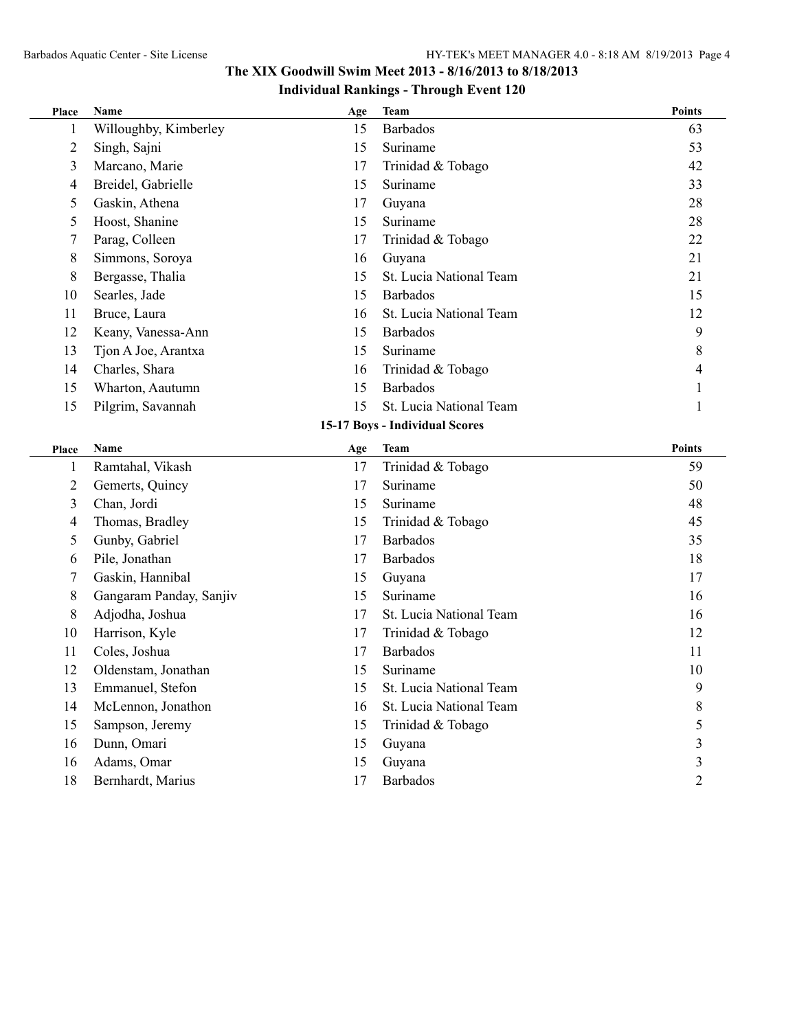## The XIX Goodwill Swim Meet 2013 - 8/16/2013 to 8/18/2013

### Individual Rankings - Through Event 120

| Place | Name | Age | Team | Points |
|---|---|---|---|---|
| 1 | Willoughby, Kimberley | 15 | Barbados | 63 |
| 2 | Singh, Sajni | 15 | Suriname | 53 |
| 3 | Marcano, Marie | 17 | Trinidad & Tobago | 42 |
| 4 | Breidel, Gabrielle | 15 | Suriname | 33 |
| 5 | Gaskin, Athena | 17 | Guyana | 28 |
| 5 | Hoost, Shanine | 15 | Suriname | 28 |
| 7 | Parag, Colleen | 17 | Trinidad & Tobago | 22 |
| 8 | Simmons, Soroya | 16 | Guyana | 21 |
| 8 | Bergasse, Thalia | 15 | St. Lucia National Team | 21 |
| 10 | Searles, Jade | 15 | Barbados | 15 |
| 11 | Bruce, Laura | 16 | St. Lucia National Team | 12 |
| 12 | Keany, Vanessa-Ann | 15 | Barbados | 9 |
| 13 | Tjon A Joe, Arantxa | 15 | Suriname | 8 |
| 14 | Charles, Shara | 16 | Trinidad & Tobago | 4 |
| 15 | Wharton, Aautumn | 15 | Barbados | 1 |
| 15 | Pilgrim, Savannah | 15 | St. Lucia National Team | 1 |

### 15-17 Boys - Individual Scores

| Place | Name | Age | Team | Points |
|---|---|---|---|---|
| 1 | Ramtahal, Vikash | 17 | Trinidad & Tobago | 59 |
| 2 | Gemerts, Quincy | 17 | Suriname | 50 |
| 3 | Chan, Jordi | 15 | Suriname | 48 |
| 4 | Thomas, Bradley | 15 | Trinidad & Tobago | 45 |
| 5 | Gunby, Gabriel | 17 | Barbados | 35 |
| 6 | Pile, Jonathan | 17 | Barbados | 18 |
| 7 | Gaskin, Hannibal | 15 | Guyana | 17 |
| 8 | Gangaram Panday, Sanjiv | 15 | Suriname | 16 |
| 8 | Adjodha, Joshua | 17 | St. Lucia National Team | 16 |
| 10 | Harrison, Kyle | 17 | Trinidad & Tobago | 12 |
| 11 | Coles, Joshua | 17 | Barbados | 11 |
| 12 | Oldenstam, Jonathan | 15 | Suriname | 10 |
| 13 | Emmanuel, Stefon | 15 | St. Lucia National Team | 9 |
| 14 | McLennon, Jonathon | 16 | St. Lucia National Team | 8 |
| 15 | Sampson, Jeremy | 15 | Trinidad & Tobago | 5 |
| 16 | Dunn, Omari | 15 | Guyana | 3 |
| 16 | Adams, Omar | 15 | Guyana | 3 |
| 18 | Bernhardt, Marius | 17 | Barbados | 2 |